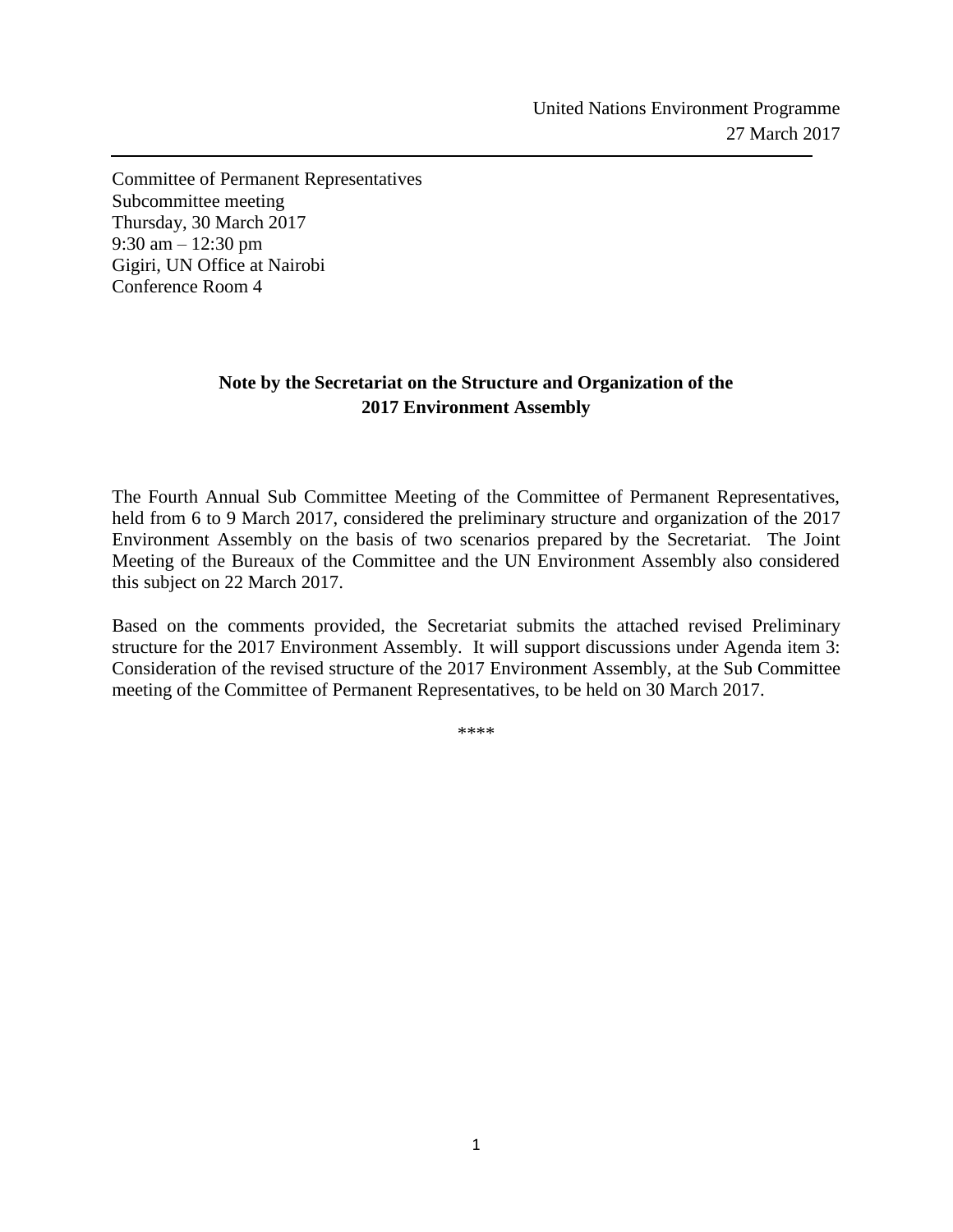United Nations Environment Programme
27 March 2017

---

Committee of Permanent Representatives
Subcommittee meeting
Thursday, 30 March 2017
9:30 am – 12:30 pm
Gigiri, UN Office at Nairobi
Conference Room 4

## Note by the Secretariat on the Structure and Organization of the 2017 Environment Assembly

The Fourth Annual Sub Committee Meeting of the Committee of Permanent Representatives, held from 6 to 9 March 2017, considered the preliminary structure and organization of the 2017 Environment Assembly on the basis of two scenarios prepared by the Secretariat. The Joint Meeting of the Bureaux of the Committee and the UN Environment Assembly also considered this subject on 22 March 2017.

Based on the comments provided, the Secretariat submits the attached revised Preliminary structure for the 2017 Environment Assembly. It will support discussions under Agenda item 3: Consideration of the revised structure of the 2017 Environment Assembly, at the Sub Committee meeting of the Committee of Permanent Representatives, to be held on 30 March 2017.

\*\*\*\*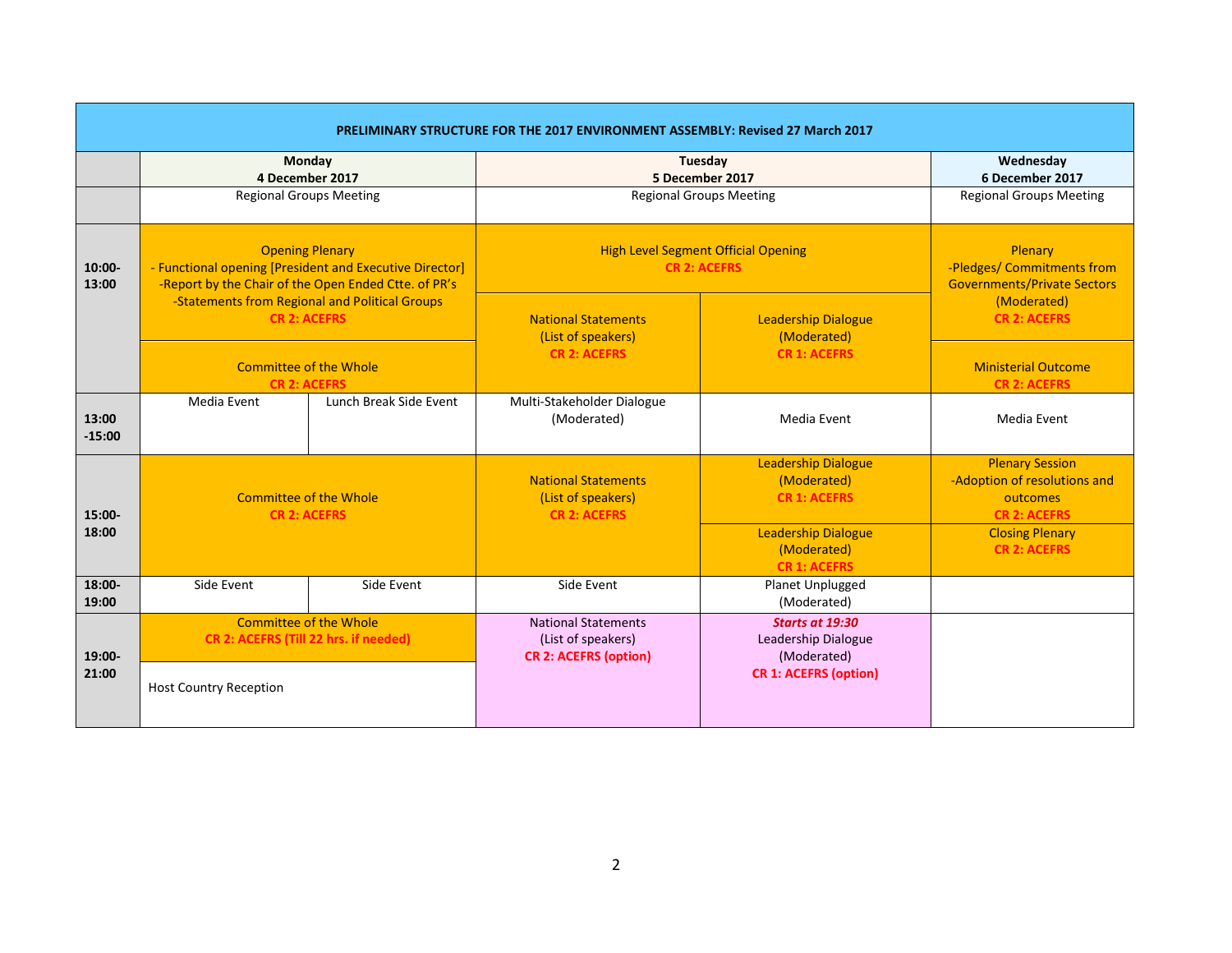| PRELIMINARY STRUCTURE FOR THE 2017 ENVIRONMENT ASSEMBLY: Revised 27 March 2017 | | | | | |
|---|---|---|---|---|---|
| | **Monday 4 December 2017** | | **Tuesday 5 December 2017** | | **Wednesday 6 December 2017** |
| | Regional Groups Meeting | | Regional Groups Meeting | | Regional Groups Meeting |
| **10:00-13:00** | Opening Plenary<br>- Functional opening [President and Executive Director]<br>-Report by the Chair of the Open Ended Ctte. of PR's<br>-Statements from Regional and Political Groups<br>**CR 2: ACEFRS** | | High Level Segment Official Opening<br>**CR 2: ACEFRS** | | Plenary<br>-Pledges/ Commitments from Governments/Private Sectors (Moderated)<br>**CR 2: ACEFRS** |
| | Committee of the Whole<br>**CR 2: ACEFRS** | | National Statements (List of speakers)<br>**CR 2: ACEFRS** | Leadership Dialogue (Moderated)<br>**CR 1: ACEFRS** | Ministerial Outcome<br>**CR 2: ACEFRS** |
| **13:00 -15:00** | Media Event | Lunch Break Side Event | Multi-Stakeholder Dialogue (Moderated) | Media Event | Media Event |
| **15:00-18:00** | Committee of the Whole<br>**CR 2: ACEFRS** | | National Statements (List of speakers)<br>**CR 2: ACEFRS** | Leadership Dialogue (Moderated)<br>**CR 1: ACEFRS** | Plenary Session<br>-Adoption of resolutions and outcomes<br>**CR 2: ACEFRS** |
| | | | | Leadership Dialogue (Moderated)<br>**CR 1: ACEFRS** | Closing Plenary<br>**CR 2: ACEFRS** |
| **18:00-19:00** | Side Event | Side Event | Side Event | Planet Unplugged (Moderated) | |
| **19:00-21:00** | Committee of the Whole<br>**CR 2: ACEFRS (Till 22 hrs. if needed)** | | National Statements (List of speakers)<br>**CR 2: ACEFRS (option)** | ***Starts at 19:30***<br>Leadership Dialogue (Moderated)<br>**CR 1: ACEFRS (option)** | |
| | Host Country Reception | | | | |